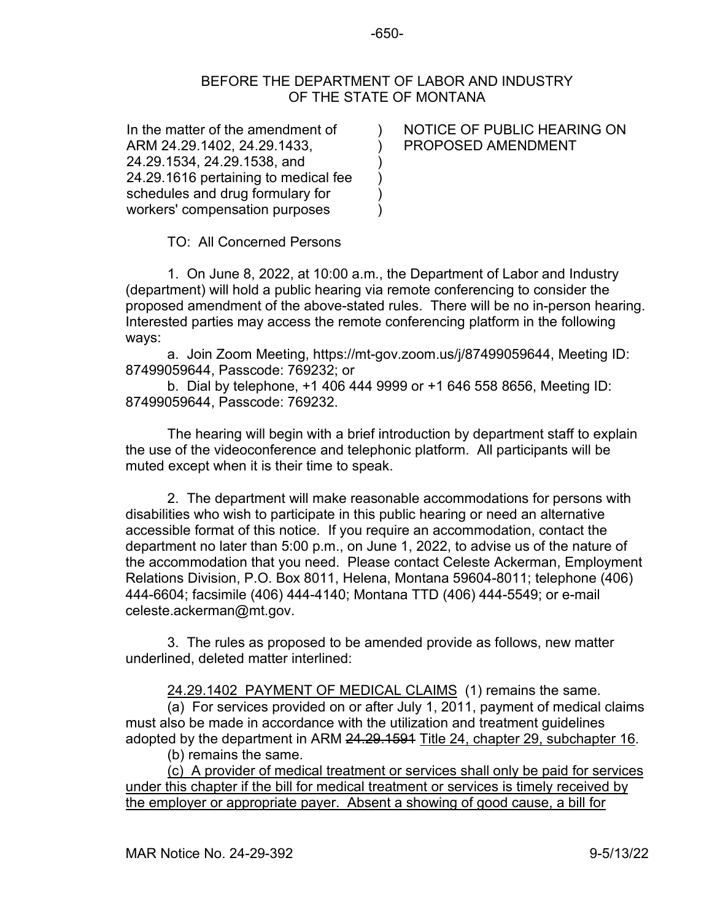BEFORE THE DEPARTMENT OF LABOR AND INDUSTRY
OF THE STATE OF MONTANA

| | |
|---|---|
| In the matter of the amendment of ARM 24.29.1402, 24.29.1433, 24.29.1534, 24.29.1538, and 24.29.1616 pertaining to medical fee schedules and drug formulary for workers' compensation purposes | NOTICE OF PUBLIC HEARING ON PROPOSED AMENDMENT |

TO: All Concerned Persons

1. On June 8, 2022, at 10:00 a.m., the Department of Labor and Industry (department) will hold a public hearing via remote conferencing to consider the proposed amendment of the above-stated rules. There will be no in-person hearing. Interested parties may access the remote conferencing platform in the following ways:

a. Join Zoom Meeting, https://mt-gov.zoom.us/j/87499059644, Meeting ID: 87499059644, Passcode: 769232; or

b. Dial by telephone, +1 406 444 9999 or +1 646 558 8656, Meeting ID: 87499059644, Passcode: 769232.

The hearing will begin with a brief introduction by department staff to explain the use of the videoconference and telephonic platform. All participants will be muted except when it is their time to speak.

2. The department will make reasonable accommodations for persons with disabilities who wish to participate in this public hearing or need an alternative accessible format of this notice. If you require an accommodation, contact the department no later than 5:00 p.m., on June 1, 2022, to advise us of the nature of the accommodation that you need. Please contact Celeste Ackerman, Employment Relations Division, P.O. Box 8011, Helena, Montana 59604-8011; telephone (406) 444-6604; facsimile (406) 444-4140; Montana TTD (406) 444-5549; or e-mail celeste.ackerman@mt.gov.

3. The rules as proposed to be amended provide as follows, new matter underlined, deleted matter interlined:

<u>24.29.1402 PAYMENT OF MEDICAL CLAIMS</u> (1) remains the same.

(a) For services provided on or after July 1, 2011, payment of medical claims must also be made in accordance with the utilization and treatment guidelines adopted by the department in ARM ~~24.29.1591~~ <u>Title 24, chapter 29, subchapter 16</u>.

(b) remains the same.

<u>(c) A provider of medical treatment or services shall only be paid for services under this chapter if the bill for medical treatment or services is timely received by the employer or appropriate payer. Absent a showing of good cause, a bill for</u>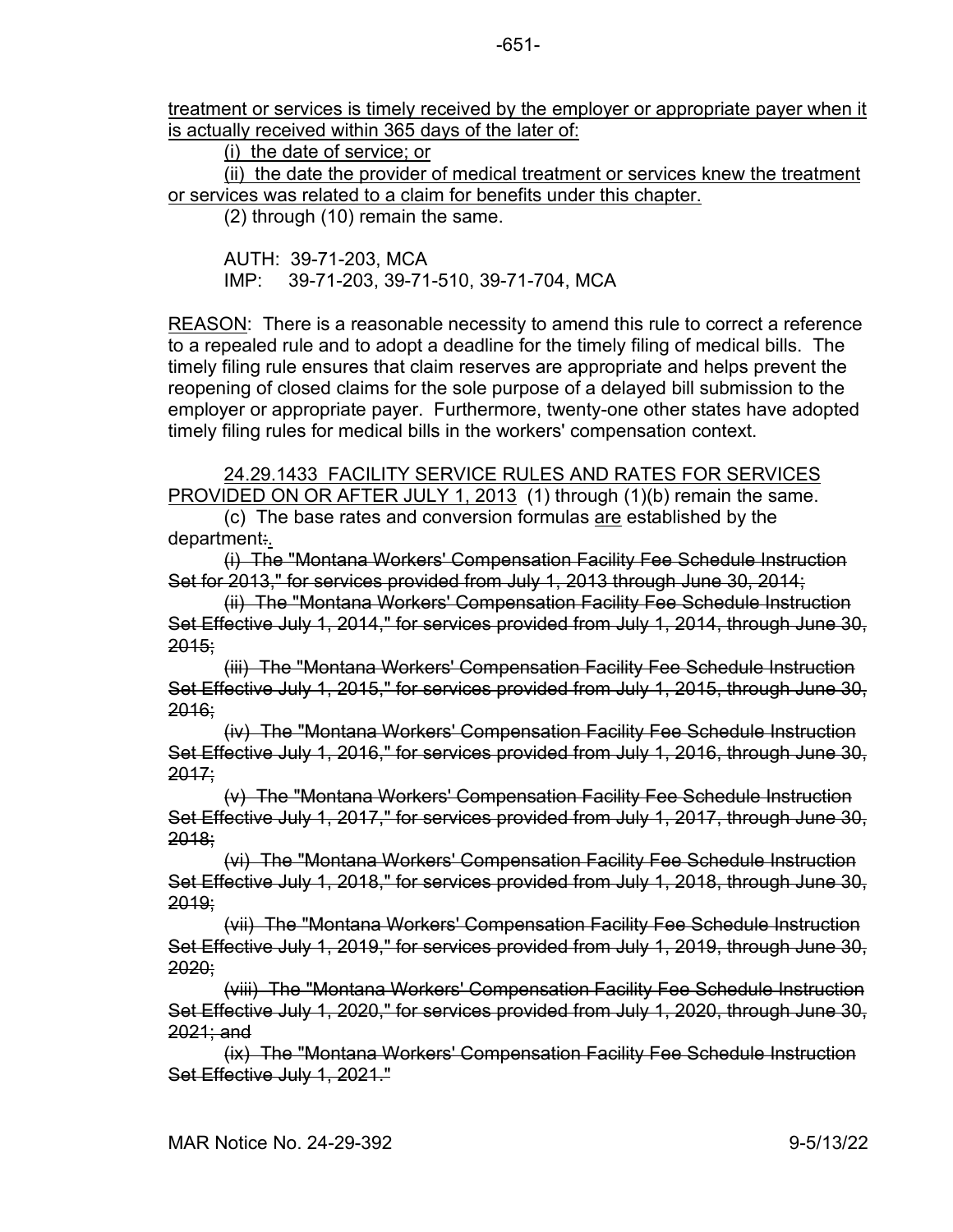treatment or services is timely received by the employer or appropriate payer when it is actually received within 365 days of the later of:

(i) the date of service; or

(ii) the date the provider of medical treatment or services knew the treatment or services was related to a claim for benefits under this chapter.

(2) through (10) remain the same.

AUTH: 39-71-203, MCA
IMP: 39-71-203, 39-71-510, 39-71-704, MCA

REASON: There is a reasonable necessity to amend this rule to correct a reference to a repealed rule and to adopt a deadline for the timely filing of medical bills. The timely filing rule ensures that claim reserves are appropriate and helps prevent the reopening of closed claims for the sole purpose of a delayed bill submission to the employer or appropriate payer. Furthermore, twenty-one other states have adopted timely filing rules for medical bills in the workers' compensation context.

24.29.1433 FACILITY SERVICE RULES AND RATES FOR SERVICES PROVIDED ON OR AFTER JULY 1, 2013 (1) through (1)(b) remain the same.

(c) The base rates and conversion formulas are established by the department:.

~~(i) The "Montana Workers' Compensation Facility Fee Schedule Instruction Set for 2013," for services provided from July 1, 2013 through June 30, 2014;~~

~~(ii) The "Montana Workers' Compensation Facility Fee Schedule Instruction Set Effective July 1, 2014," for services provided from July 1, 2014, through June 30, 2015;~~

~~(iii) The "Montana Workers' Compensation Facility Fee Schedule Instruction Set Effective July 1, 2015," for services provided from July 1, 2015, through June 30, 2016;~~

~~(iv) The "Montana Workers' Compensation Facility Fee Schedule Instruction Set Effective July 1, 2016," for services provided from July 1, 2016, through June 30, 2017;~~

~~(v) The "Montana Workers' Compensation Facility Fee Schedule Instruction Set Effective July 1, 2017," for services provided from July 1, 2017, through June 30, 2018;~~

~~(vi) The "Montana Workers' Compensation Facility Fee Schedule Instruction Set Effective July 1, 2018," for services provided from July 1, 2018, through June 30, 2019;~~

~~(vii) The "Montana Workers' Compensation Facility Fee Schedule Instruction Set Effective July 1, 2019," for services provided from July 1, 2019, through June 30, 2020;~~

~~(viii) The "Montana Workers' Compensation Facility Fee Schedule Instruction Set Effective July 1, 2020," for services provided from July 1, 2020, through June 30, 2021; and~~

~~(ix) The "Montana Workers' Compensation Facility Fee Schedule Instruction Set Effective July 1, 2021."~~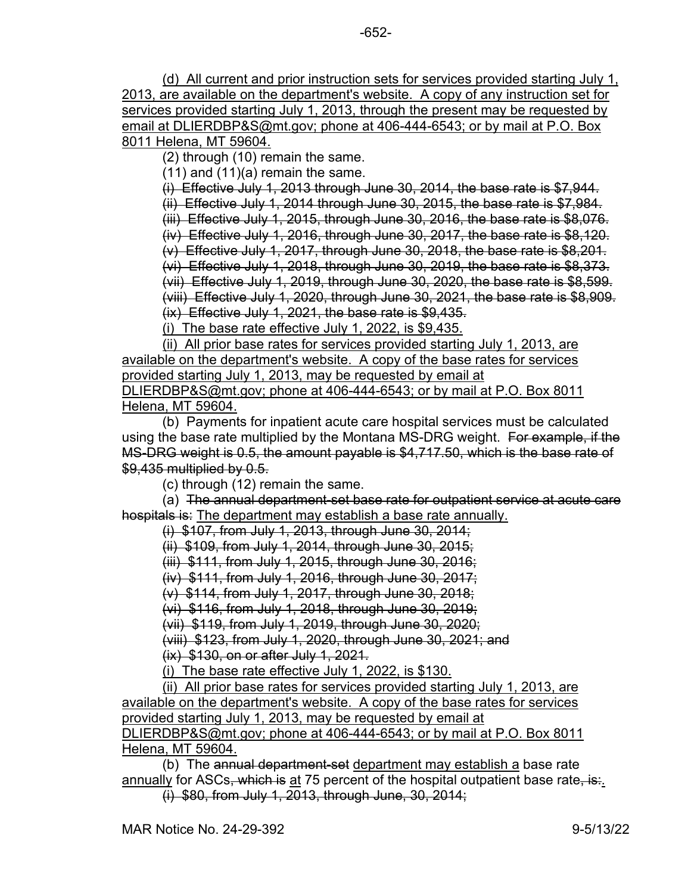<u>(d) All current and prior instruction sets for services provided starting July 1, 2013, are available on the department's website. A copy of any instruction set for services provided starting July 1, 2013, through the present may be requested by email at DLIERDBP&S@mt.gov; phone at 406-444-6543; or by mail at P.O. Box 8011 Helena, MT 59604.</u>

(2) through (10) remain the same.

(11) and (11)(a) remain the same.

~~(i) Effective July 1, 2013 through June 30, 2014, the base rate is $7,944.~~

~~(ii) Effective July 1, 2014 through June 30, 2015, the base rate is $7,984.~~

~~(iii) Effective July 1, 2015, through June 30, 2016, the base rate is $8,076.~~

~~(iv) Effective July 1, 2016, through June 30, 2017, the base rate is $8,120.~~

~~(v) Effective July 1, 2017, through June 30, 2018, the base rate is $8,201.~~

~~(vi) Effective July 1, 2018, through June 30, 2019, the base rate is $8,373.~~

~~(vii) Effective July 1, 2019, through June 30, 2020, the base rate is $8,599.~~

~~(viii) Effective July 1, 2020, through June 30, 2021, the base rate is $8,909.~~

~~(ix) Effective July 1, 2021, the base rate is $9,435.~~

<u>(i) The base rate effective July 1, 2022, is $9,435.</u>

<u>(ii) All prior base rates for services provided starting July 1, 2013, are available on the department's website. A copy of the base rates for services provided starting July 1, 2013, may be requested by email at DLIERDBP&S@mt.gov; phone at 406-444-6543; or by mail at P.O. Box 8011 Helena, MT 59604.</u>

(b) Payments for inpatient acute care hospital services must be calculated using the base rate multiplied by the Montana MS-DRG weight. ~~For example, if the MS-DRG weight is 0.5, the amount payable is $4,717.50, which is the base rate of $9,435 multiplied by 0.5.~~

(c) through (12) remain the same.

(a) ~~The annual department-set base rate for outpatient service at acute care hospitals is:~~ <u>The department may establish a base rate annually.</u>

~~(i) $107, from July 1, 2013, through June 30, 2014;~~

~~(ii) $109, from July 1, 2014, through June 30, 2015;~~

~~(iii) $111, from July 1, 2015, through June 30, 2016;~~

~~(iv) $111, from July 1, 2016, through June 30, 2017;~~

~~(v) $114, from July 1, 2017, through June 30, 2018;~~

~~(vi) $116, from July 1, 2018, through June 30, 2019;~~

~~(vii) $119, from July 1, 2019, through June 30, 2020;~~

~~(viii) $123, from July 1, 2020, through June 30, 2021; and~~

~~(ix) $130, on or after July 1, 2021.~~

<u>(i) The base rate effective July 1, 2022, is $130.</u>

<u>(ii) All prior base rates for services provided starting July 1, 2013, are available on the department's website. A copy of the base rates for services provided starting July 1, 2013, may be requested by email at DLIERDBP&S@mt.gov; phone at 406-444-6543; or by mail at P.O. Box 8011 Helena, MT 59604.</u>

(b) The ~~annual department-set~~ <u>department may establish a</u> base rate <u>annually</u> for ASCs~~, which is~~ <u>at</u> 75 percent of the hospital outpatient base rate~~, is:~~<u>.</u>

~~(i) $80, from July 1, 2013, through June, 30, 2014;~~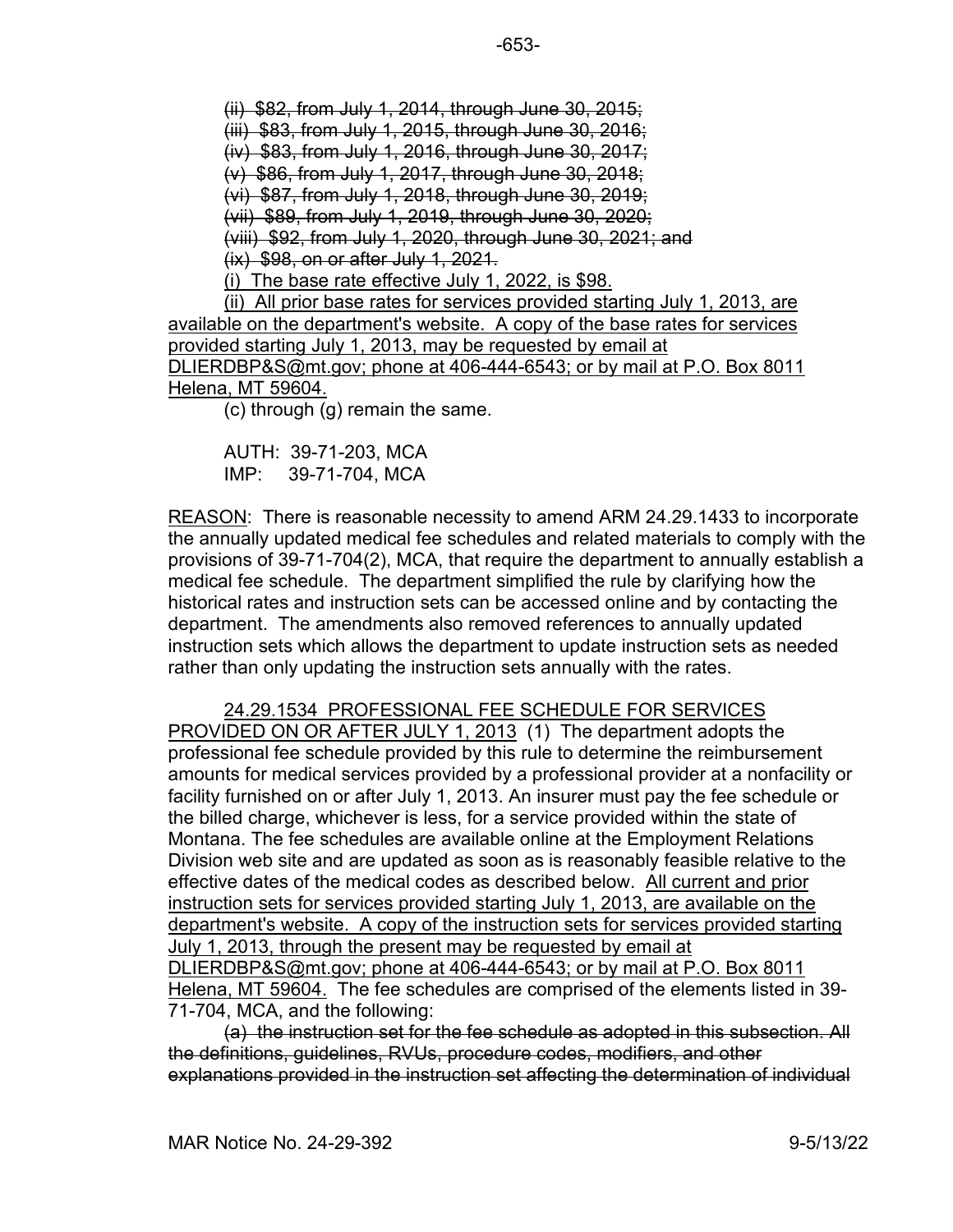~~(ii) $82, from July 1, 2014, through June 30, 2015;~~
~~(iii) $83, from July 1, 2015, through June 30, 2016;~~
~~(iv) $83, from July 1, 2016, through June 30, 2017;~~
~~(v) $86, from July 1, 2017, through June 30, 2018;~~
~~(vi) $87, from July 1, 2018, through June 30, 2019;~~
~~(vii) $89, from July 1, 2019, through June 30, 2020;~~
~~(viii) $92, from July 1, 2020, through June 30, 2021; and~~
~~(ix) $98, on or after July 1, 2021.~~
<u>(i) The base rate effective July 1, 2022, is $98.</u>
<u>(ii) All prior base rates for services provided starting July 1, 2013, are available on the department's website. A copy of the base rates for services provided starting July 1, 2013, may be requested by email at DLIERDBP&S@mt.gov; phone at 406-444-6543; or by mail at P.O. Box 8011 Helena, MT 59604.</u>
(c) through (g) remain the same.

AUTH: 39-71-203, MCA
IMP: 39-71-704, MCA

<u>REASON</u>: There is reasonable necessity to amend ARM 24.29.1433 to incorporate the annually updated medical fee schedules and related materials to comply with the provisions of 39-71-704(2), MCA, that require the department to annually establish a medical fee schedule. The department simplified the rule by clarifying how the historical rates and instruction sets can be accessed online and by contacting the department. The amendments also removed references to annually updated instruction sets which allows the department to update instruction sets as needed rather than only updating the instruction sets annually with the rates.

<u>24.29.1534 PROFESSIONAL FEE SCHEDULE FOR SERVICES PROVIDED ON OR AFTER JULY 1, 2013</u> (1) The department adopts the professional fee schedule provided by this rule to determine the reimbursement amounts for medical services provided by a professional provider at a nonfacility or facility furnished on or after July 1, 2013. An insurer must pay the fee schedule or the billed charge, whichever is less, for a service provided within the state of Montana. The fee schedules are available online at the Employment Relations Division web site and are updated as soon as is reasonably feasible relative to the effective dates of the medical codes as described below. <u>All current and prior instruction sets for services provided starting July 1, 2013, are available on the department's website. A copy of the instruction sets for services provided starting July 1, 2013, through the present may be requested by email at DLIERDBP&S@mt.gov; phone at 406-444-6543; or by mail at P.O. Box 8011 Helena, MT 59604.</u> The fee schedules are comprised of the elements listed in 39-71-704, MCA, and the following:

~~(a) the instruction set for the fee schedule as adopted in this subsection. All the definitions, guidelines, RVUs, procedure codes, modifiers, and other explanations provided in the instruction set affecting the determination of individual~~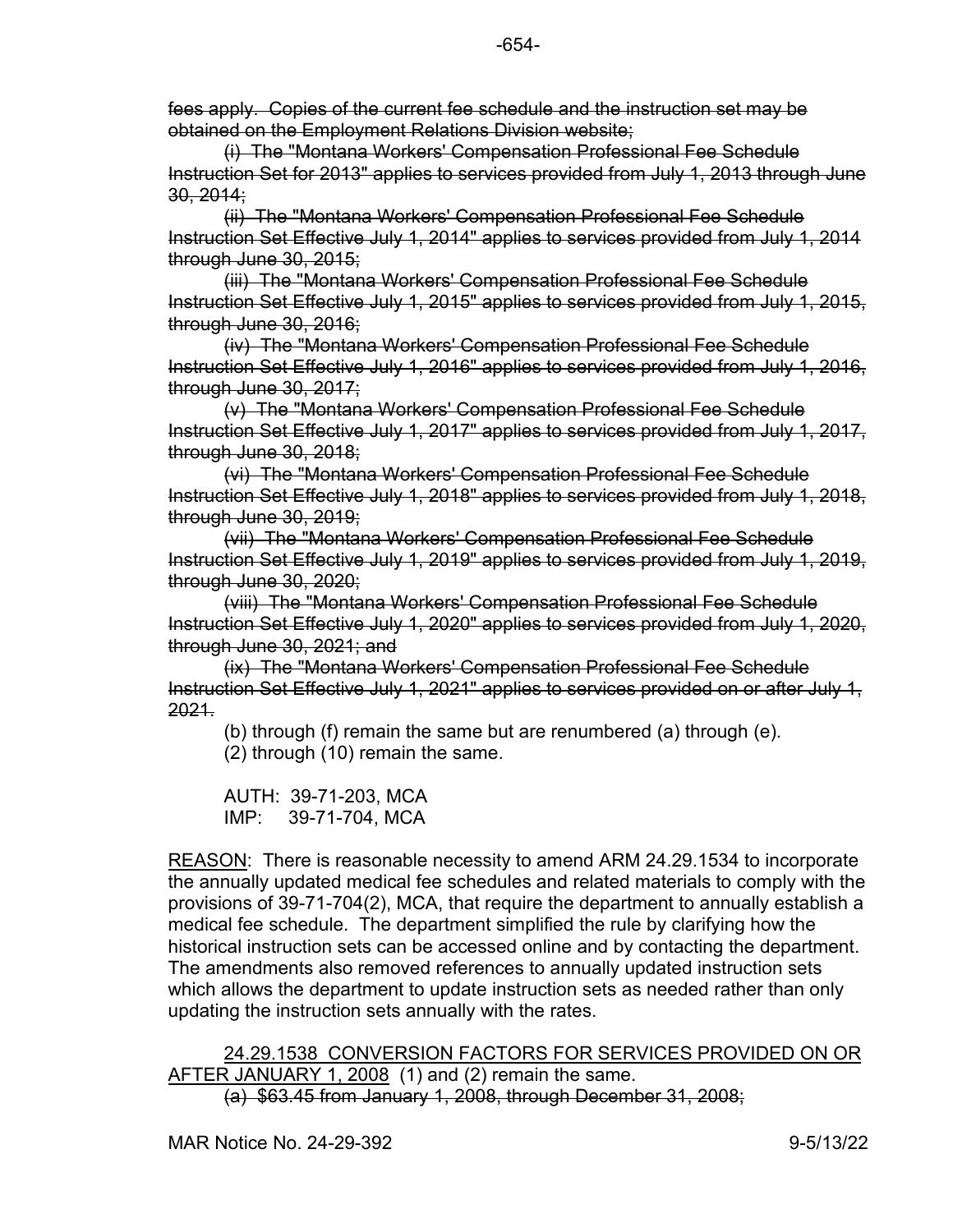~~fees apply. Copies of the current fee schedule and the instruction set may be obtained on the Employment Relations Division website;~~

~~(i) The "Montana Workers' Compensation Professional Fee Schedule Instruction Set for 2013" applies to services provided from July 1, 2013 through June 30, 2014;~~

~~(ii) The "Montana Workers' Compensation Professional Fee Schedule Instruction Set Effective July 1, 2014" applies to services provided from July 1, 2014 through June 30, 2015;~~

~~(iii) The "Montana Workers' Compensation Professional Fee Schedule Instruction Set Effective July 1, 2015" applies to services provided from July 1, 2015, through June 30, 2016;~~

~~(iv) The "Montana Workers' Compensation Professional Fee Schedule Instruction Set Effective July 1, 2016" applies to services provided from July 1, 2016, through June 30, 2017;~~

~~(v) The "Montana Workers' Compensation Professional Fee Schedule Instruction Set Effective July 1, 2017" applies to services provided from July 1, 2017, through June 30, 2018;~~

~~(vi) The "Montana Workers' Compensation Professional Fee Schedule Instruction Set Effective July 1, 2018" applies to services provided from July 1, 2018, through June 30, 2019;~~

~~(vii) The "Montana Workers' Compensation Professional Fee Schedule Instruction Set Effective July 1, 2019" applies to services provided from July 1, 2019, through June 30, 2020;~~

~~(viii) The "Montana Workers' Compensation Professional Fee Schedule Instruction Set Effective July 1, 2020" applies to services provided from July 1, 2020, through June 30, 2021; and~~

~~(ix) The "Montana Workers' Compensation Professional Fee Schedule Instruction Set Effective July 1, 2021" applies to services provided on or after July 1, 2021.~~

(b) through (f) remain the same but are renumbered (a) through (e).

(2) through (10) remain the same.

AUTH: 39-71-203, MCA
IMP: 39-71-704, MCA

<u>REASON</u>: There is reasonable necessity to amend ARM 24.29.1534 to incorporate the annually updated medical fee schedules and related materials to comply with the provisions of 39-71-704(2), MCA, that require the department to annually establish a medical fee schedule. The department simplified the rule by clarifying how the historical instruction sets can be accessed online and by contacting the department. The amendments also removed references to annually updated instruction sets which allows the department to update instruction sets as needed rather than only updating the instruction sets annually with the rates.

<u>24.29.1538 CONVERSION FACTORS FOR SERVICES PROVIDED ON OR AFTER JANUARY 1, 2008</u> (1) and (2) remain the same.

~~(a) $63.45 from January 1, 2008, through December 31, 2008;~~

MAR Notice No. 24-29-392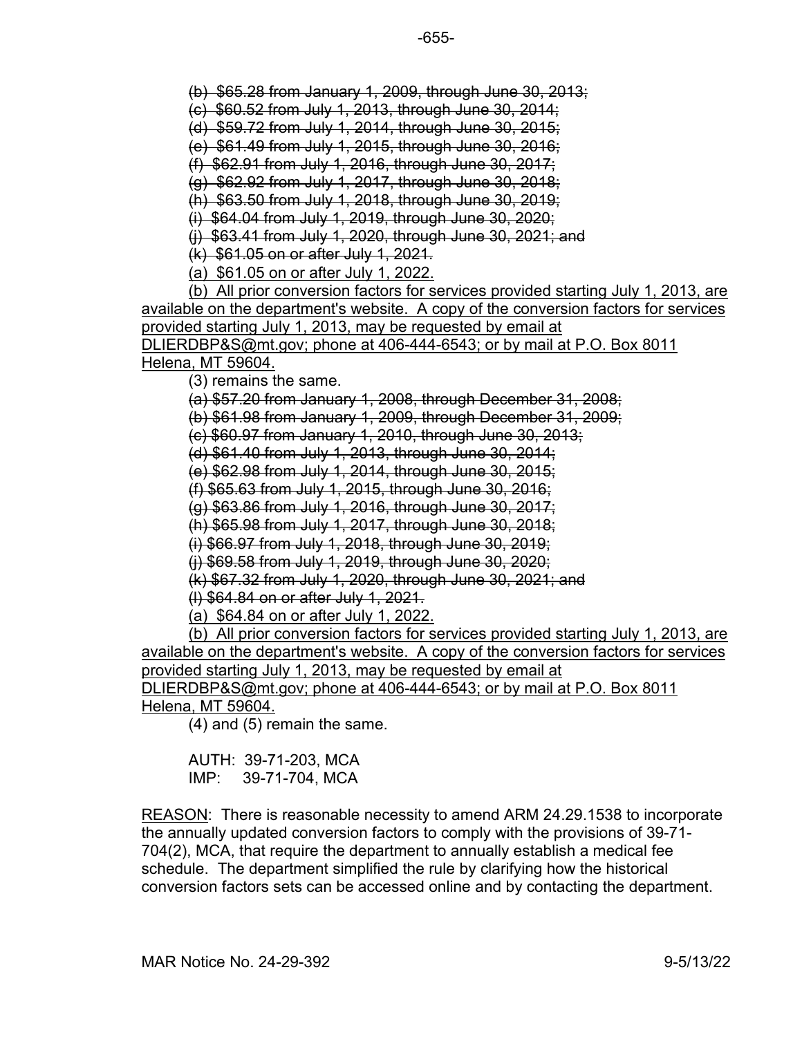~~(b) $65.28 from January 1, 2009, through June 30, 2013;~~

~~(c) $60.52 from July 1, 2013, through June 30, 2014;~~

~~(d) $59.72 from July 1, 2014, through June 30, 2015;~~

~~(e) $61.49 from July 1, 2015, through June 30, 2016;~~

~~(f) $62.91 from July 1, 2016, through June 30, 2017;~~

~~(g) $62.92 from July 1, 2017, through June 30, 2018;~~

~~(h) $63.50 from July 1, 2018, through June 30, 2019;~~

~~(i) $64.04 from July 1, 2019, through June 30, 2020;~~

~~(j) $63.41 from July 1, 2020, through June 30, 2021; and~~

~~(k) $61.05 on or after July 1, 2021.~~

<u>(a) $61.05 on or after July 1, 2022.</u>

<u>(b) All prior conversion factors for services provided starting July 1, 2013, are available on the department's website. A copy of the conversion factors for services provided starting July 1, 2013, may be requested by email at DLIERDBP&S@mt.gov; phone at 406-444-6543; or by mail at P.O. Box 8011 Helena, MT 59604.</u>

(3) remains the same.

~~(a) $57.20 from January 1, 2008, through December 31, 2008;~~

~~(b) $61.98 from January 1, 2009, through December 31, 2009;~~

~~(c) $60.97 from January 1, 2010, through June 30, 2013;~~

~~(d) $61.40 from July 1, 2013, through June 30, 2014;~~

~~(e) $62.98 from July 1, 2014, through June 30, 2015;~~

~~(f) $65.63 from July 1, 2015, through June 30, 2016;~~

~~(g) $63.86 from July 1, 2016, through June 30, 2017;~~

~~(h) $65.98 from July 1, 2017, through June 30, 2018;~~

~~(i) $66.97 from July 1, 2018, through June 30, 2019;~~

~~(j) $69.58 from July 1, 2019, through June 30, 2020;~~

~~(k) $67.32 from July 1, 2020, through June 30, 2021; and~~

~~(l) $64.84 on or after July 1, 2021.~~

<u>(a) $64.84 on or after July 1, 2022.</u>

<u>(b) All prior conversion factors for services provided starting July 1, 2013, are available on the department's website. A copy of the conversion factors for services provided starting July 1, 2013, may be requested by email at DLIERDBP&S@mt.gov; phone at 406-444-6543; or by mail at P.O. Box 8011 Helena, MT 59604.</u>

(4) and (5) remain the same.

AUTH: 39-71-203, MCA
IMP: 39-71-704, MCA

<u>REASON</u>: There is reasonable necessity to amend ARM 24.29.1538 to incorporate the annually updated conversion factors to comply with the provisions of 39-71-704(2), MCA, that require the department to annually establish a medical fee schedule. The department simplified the rule by clarifying how the historical conversion factors sets can be accessed online and by contacting the department.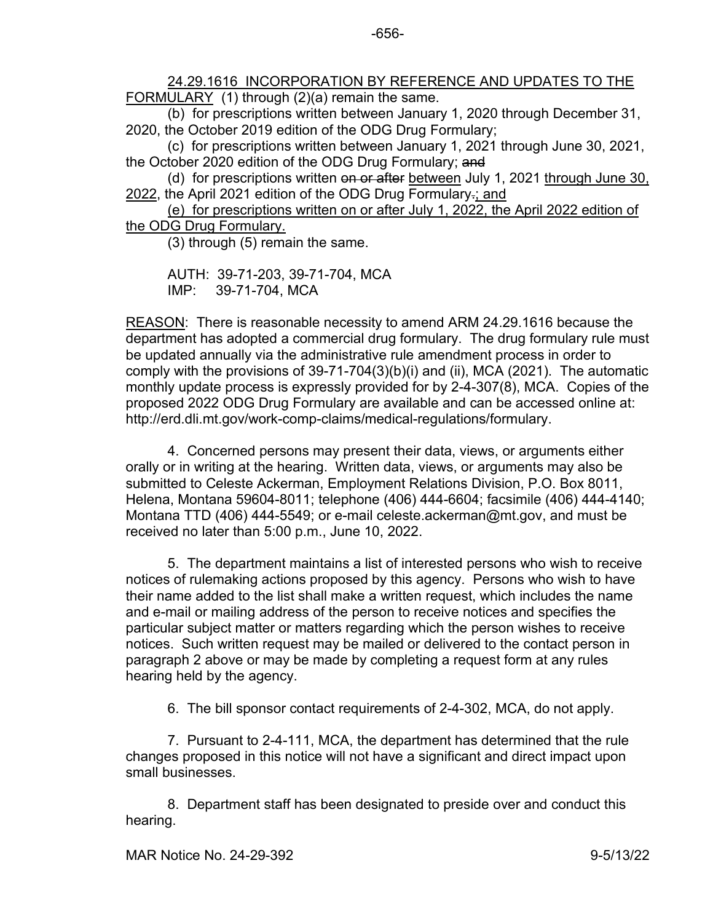24.29.1616 INCORPORATION BY REFERENCE AND UPDATES TO THE FORMULARY (1) through (2)(a) remain the same.

(b) for prescriptions written between January 1, 2020 through December 31, 2020, the October 2019 edition of the ODG Drug Formulary;

(c) for prescriptions written between January 1, 2021 through June 30, 2021, the October 2020 edition of the ODG Drug Formulary; ~~and~~

(d) for prescriptions written ~~on or after~~ between July 1, 2021 through June 30, 2022, the April 2021 edition of the ODG Drug Formulary~~.~~; and

(e) for prescriptions written on or after July 1, 2022, the April 2022 edition of the ODG Drug Formulary.

(3) through (5) remain the same.

AUTH: 39-71-203, 39-71-704, MCA
IMP: 39-71-704, MCA

REASON: There is reasonable necessity to amend ARM 24.29.1616 because the department has adopted a commercial drug formulary. The drug formulary rule must be updated annually via the administrative rule amendment process in order to comply with the provisions of 39-71-704(3)(b)(i) and (ii), MCA (2021). The automatic monthly update process is expressly provided for by 2-4-307(8), MCA. Copies of the proposed 2022 ODG Drug Formulary are available and can be accessed online at: http://erd.dli.mt.gov/work-comp-claims/medical-regulations/formulary.

4. Concerned persons may present their data, views, or arguments either orally or in writing at the hearing. Written data, views, or arguments may also be submitted to Celeste Ackerman, Employment Relations Division, P.O. Box 8011, Helena, Montana 59604-8011; telephone (406) 444-6604; facsimile (406) 444-4140; Montana TTD (406) 444-5549; or e-mail celeste.ackerman@mt.gov, and must be received no later than 5:00 p.m., June 10, 2022.

5. The department maintains a list of interested persons who wish to receive notices of rulemaking actions proposed by this agency. Persons who wish to have their name added to the list shall make a written request, which includes the name and e-mail or mailing address of the person to receive notices and specifies the particular subject matter or matters regarding which the person wishes to receive notices. Such written request may be mailed or delivered to the contact person in paragraph 2 above or may be made by completing a request form at any rules hearing held by the agency.

6. The bill sponsor contact requirements of 2-4-302, MCA, do not apply.

7. Pursuant to 2-4-111, MCA, the department has determined that the rule changes proposed in this notice will not have a significant and direct impact upon small businesses.

8. Department staff has been designated to preside over and conduct this hearing.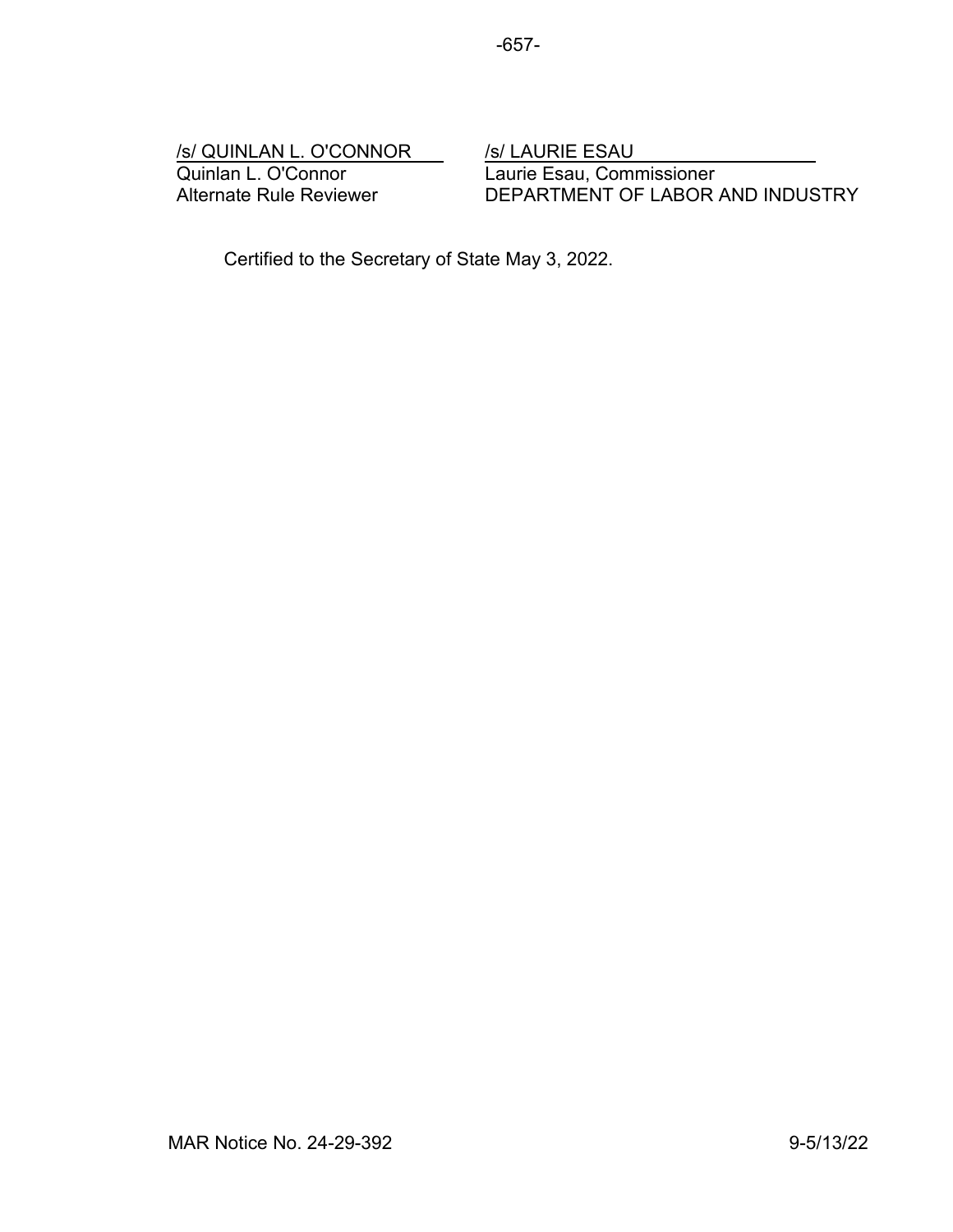/s/ QUINLAN L. O'CONNOR
Quinlan L. O'Connor
Alternate Rule Reviewer

/s/ LAURIE ESAU
Laurie Esau, Commissioner
DEPARTMENT OF LABOR AND INDUSTRY

Certified to the Secretary of State May 3, 2022.